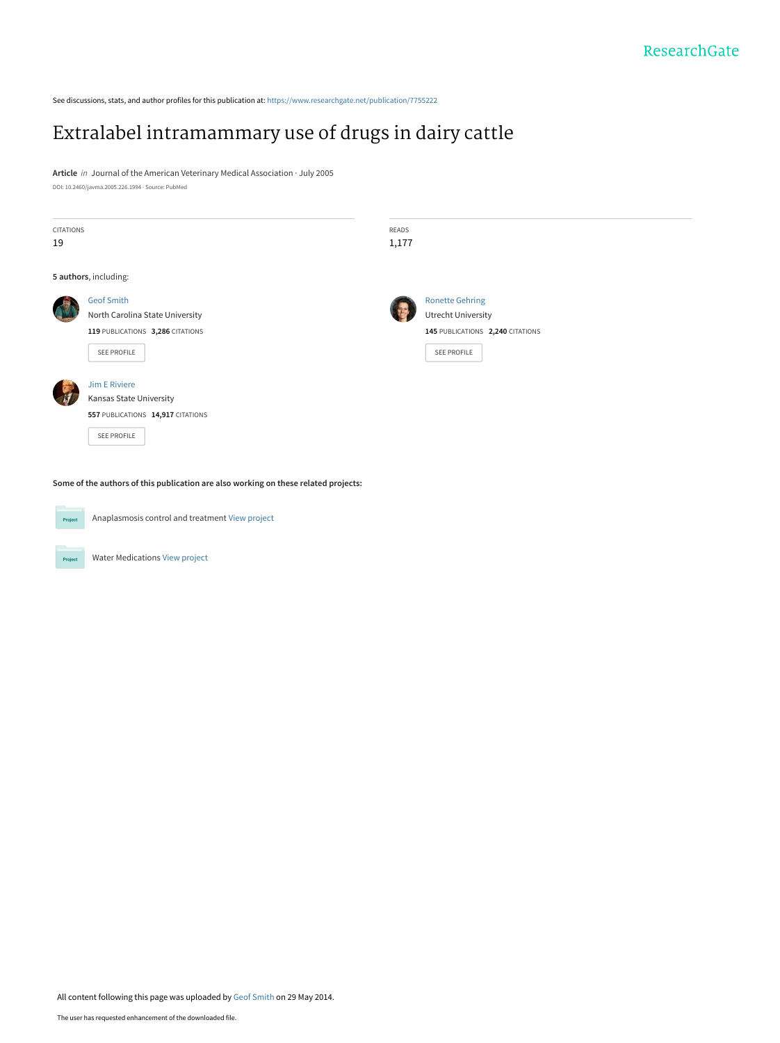ResearchGate

See discussions, stats, and author profiles for this publication at: https://www.researchgate.net/publication/7755222

# Extralabel intramammary use of drugs in dairy cattle

**Article** *in* Journal of the American Veterinary Medical Association · July 2005

DOI: 10.2460/javma.2005.226.1994 · Source: PubMed

| CITATIONS | READS |
|---|---|
| 19 | 1,177 |

**5 authors**, including:

**Geof Smith**
North Carolina State University
119 PUBLICATIONS 3,286 CITATIONS
SEE PROFILE

**Ronette Gehring**
Utrecht University
145 PUBLICATIONS 2,240 CITATIONS
SEE PROFILE

**Jim E Riviere**
Kansas State University
557 PUBLICATIONS 14,917 CITATIONS
SEE PROFILE

**Some of the authors of this publication are also working on these related projects:**

Project: Anaplasmosis control and treatment View project

Project: Water Medications View project

All content following this page was uploaded by Geof Smith on 29 May 2014.

The user has requested enhancement of the downloaded file.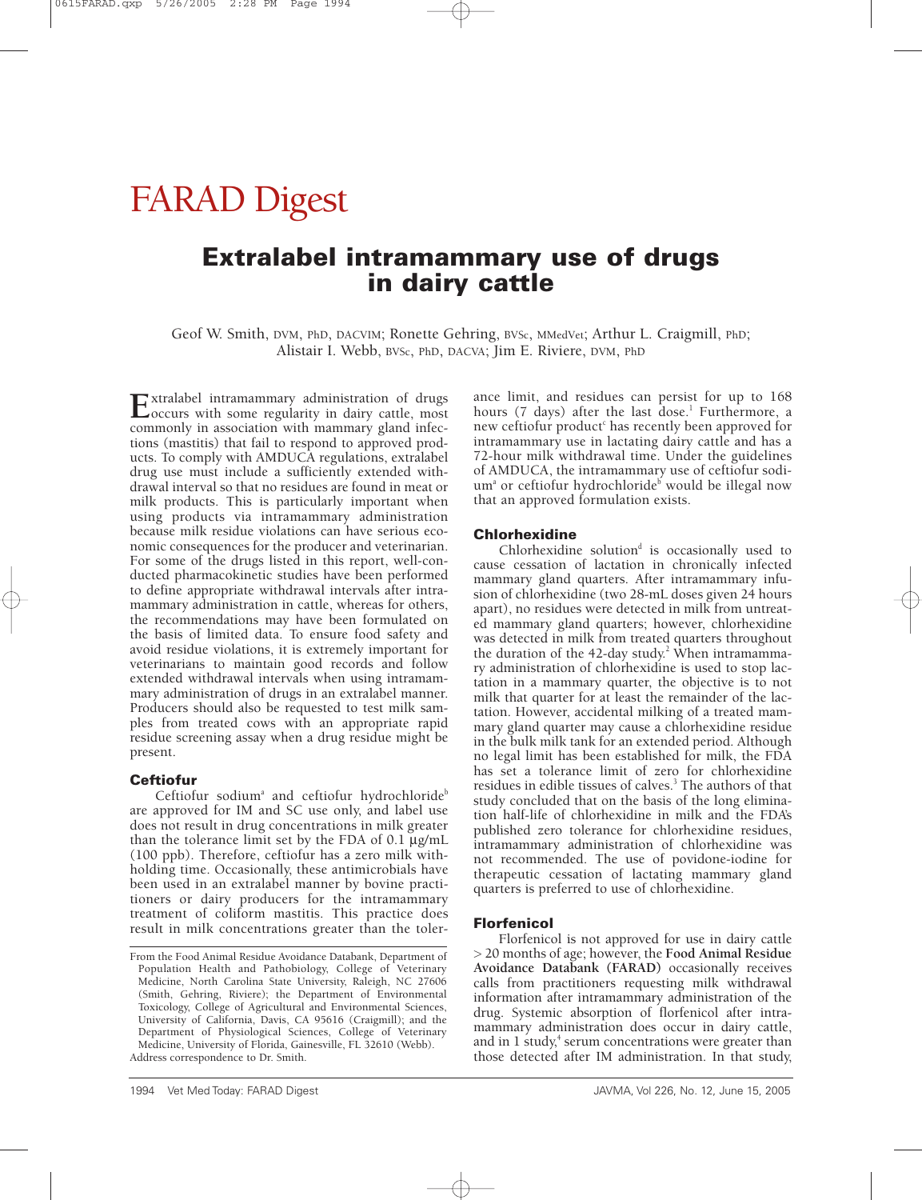# FARAD Digest

## Extralabel intramammary use of drugs in dairy cattle

Geof W. Smith, DVM, PhD, DACVIM; Ronette Gehring, BVSc, MMedVet; Arthur L. Craigmill, PhD; Alistair I. Webb, BVSc, PhD, DACVA; Jim E. Riviere, DVM, PhD

Extralabel intramammary administration of drugs occurs with some regularity in dairy cattle, most commonly in association with mammary gland infections (mastitis) that fail to respond to approved products. To comply with AMDUCA regulations, extralabel drug use must include a sufficiently extended withdrawal interval so that no residues are found in meat or milk products. This is particularly important when using products via intramammary administration because milk residue violations can have serious economic consequences for the producer and veterinarian. For some of the drugs listed in this report, well-conducted pharmacokinetic studies have been performed to define appropriate withdrawal intervals after intramammary administration in cattle, whereas for others, the recommendations may have been formulated on the basis of limited data. To ensure food safety and avoid residue violations, it is extremely important for veterinarians to maintain good records and follow extended withdrawal intervals when using intramammary administration of drugs in an extralabel manner. Producers should also be requested to test milk samples from treated cows with an appropriate rapid residue screening assay when a drug residue might be present.

### Ceftiofur

Ceftiofur sodium[a] and ceftiofur hydrochloride[b] are approved for IM and SC use only, and label use does not result in drug concentrations in milk greater than the tolerance limit set by the FDA of 0.1 µg/mL (100 ppb). Therefore, ceftiofur has a zero milk withholding time. Occasionally, these antimicrobials have been used in an extralabel manner by bovine practitioners or dairy producers for the intramammary treatment of coliform mastitis. This practice does result in milk concentrations greater than the tolerance limit, and residues can persist for up to 168 hours (7 days) after the last dose.[1] Furthermore, a new ceftiofur product[c] has recently been approved for intramammary use in lactating dairy cattle and has a 72-hour milk withdrawal time. Under the guidelines of AMDUCA, the intramammary use of ceftiofur sodium[a] or ceftiofur hydrochloride[b] would be illegal now that an approved formulation exists.

### Chlorhexidine

Chlorhexidine solution[d] is occasionally used to cause cessation of lactation in chronically infected mammary gland quarters. After intramammary infusion of chlorhexidine (two 28-mL doses given 24 hours apart), no residues were detected in milk from untreated mammary gland quarters; however, chlorhexidine was detected in milk from treated quarters throughout the duration of the 42-day study.[2] When intramammary administration of chlorhexidine is used to stop lactation in a mammary quarter, the objective is to not milk that quarter for at least the remainder of the lactation. However, accidental milking of a treated mammary gland quarter may cause a chlorhexidine residue in the bulk milk tank for an extended period. Although no legal limit has been established for milk, the FDA has set a tolerance limit of zero for chlorhexidine residues in edible tissues of calves.[3] The authors of that study concluded that on the basis of the long elimination half-life of chlorhexidine in milk and the FDA's published zero tolerance for chlorhexidine residues, intramammary administration of chlorhexidine was not recommended. The use of povidone-iodine for therapeutic cessation of lactating mammary gland quarters is preferred to use of chlorhexidine.

### Florfenicol

Florfenicol is not approved for use in dairy cattle > 20 months of age; however, the **Food Animal Residue Avoidance Databank (FARAD)** occasionally receives calls from practitioners requesting milk withdrawal information after intramammary administration of the drug. Systemic absorption of florfenicol after intramammary administration does occur in dairy cattle, and in 1 study,[4] serum concentrations were greater than those detected after IM administration. In that study,

From the Food Animal Residue Avoidance Databank, Department of Population Health and Pathobiology, College of Veterinary Medicine, North Carolina State University, Raleigh, NC 27606 (Smith, Gehring, Riviere); the Department of Environmental Toxicology, College of Agricultural and Environmental Sciences, University of California, Davis, CA 95616 (Craigmill); and the Department of Physiological Sciences, College of Veterinary Medicine, University of Florida, Gainesville, FL 32610 (Webb).

Address correspondence to Dr. Smith.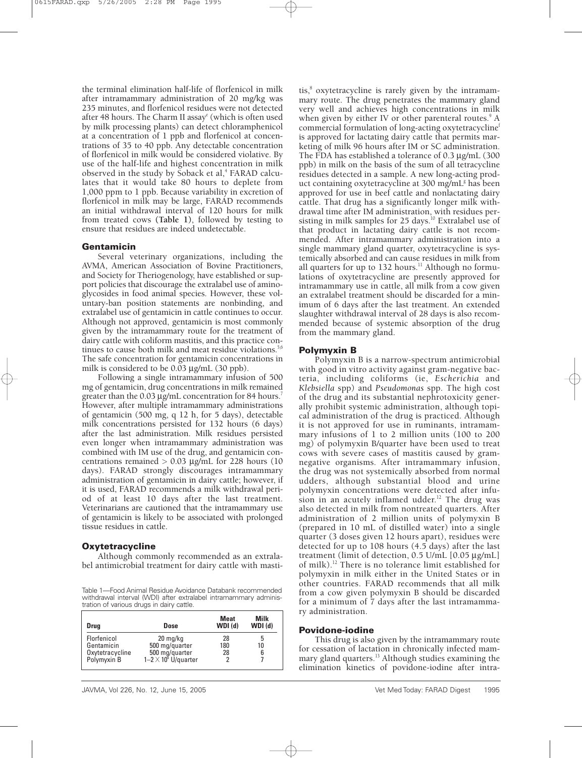the terminal elimination half-life of florfenicol in milk after intramammary administration of 20 mg/kg was 235 minutes, and florfenicol residues were not detected after 48 hours. The Charm II assay[e] (which is often used by milk processing plants) can detect chloramphenicol at a concentration of 1 ppb and florfenicol at concentrations of 35 to 40 ppb. Any detectable concentration of florfenicol in milk would be considered violative. By use of the half-life and highest concentration in milk observed in the study by Soback et al,[4] FARAD calculates that it would take 80 hours to deplete from 1,000 ppm to 1 ppb. Because variability in excretion of florfenicol in milk may be large, FARAD recommends an initial withdrawal interval of 120 hours for milk from treated cows (**Table 1**), followed by testing to ensure that residues are indeed undetectable.

## Gentamicin

Several veterinary organizations, including the AVMA, American Association of Bovine Practitioners, and Society for Theriogenology, have established or support policies that discourage the extralabel use of aminoglycosides in food animal species. However, these voluntary-ban position statements are nonbinding, and extralabel use of gentamicin in cattle continues to occur. Although not approved, gentamicin is most commonly given by the intramammary route for the treatment of dairy cattle with coliform mastitis, and this practice continues to cause both milk and meat residue violations.[5,6] The safe concentration for gentamicin concentrations in milk is considered to be 0.03 µg/mL (30 ppb).

Following a single intramammary infusion of 500 mg of gentamicin, drug concentrations in milk remained greater than the 0.03 µg/mL concentration for 84 hours.[7] However, after multiple intramammary administrations of gentamicin (500 mg, q 12 h, for 5 days), detectable milk concentrations persisted for 132 hours (6 days) after the last administration. Milk residues persisted even longer when intramammary administration was combined with IM use of the drug, and gentamicin concentrations remained > 0.03 µg/mL for 228 hours (10 days). FARAD strongly discourages intramammary administration of gentamicin in dairy cattle; however, if it is used, FARAD recommends a milk withdrawal period of at least 10 days after the last treatment. Veterinarians are cautioned that the intramammary use of gentamicin is likely to be associated with prolonged tissue residues in cattle.

## Oxytetracycline

Although commonly recommended as an extralabel antimicrobial treatment for dairy cattle with mastitis,[8] oxytetracycline is rarely given by the intramammary route. The drug penetrates the mammary gland very well and achieves high concentrations in milk when given by either IV or other parenteral routes.[9] A commercial formulation of long-acting oxytetracycline[f] is approved for lactating dairy cattle that permits marketing of milk 96 hours after IM or SC administration. The FDA has established a tolerance of 0.3 µg/mL (300 ppb) in milk on the basis of the sum of all tetracycline residues detected in a sample. A new long-acting product containing oxytetracycline at 300 mg/mL[g] has been approved for use in beef cattle and nonlactating dairy cattle. That drug has a significantly longer milk withdrawal time after IM administration, with residues persisting in milk samples for 25 days.[10] Extralabel use of that product in lactating dairy cattle is not recommended. After intramammary administration into a single mammary gland quarter, oxytetracycline is systemically absorbed and can cause residues in milk from all quarters for up to 132 hours.[11] Although no formulations of oxytetracycline are presently approved for intramammary use in cattle, all milk from a cow given an extralabel treatment should be discarded for a minimum of 6 days after the last treatment. An extended slaughter withdrawal interval of 28 days is also recommended because of systemic absorption of the drug from the mammary gland.

Table 1—Food Animal Residue Avoidance Databank recommended withdrawal interval (WDI) after extralabel intramammary administration of various drugs in dairy cattle.

| Drug | Dose | Meat WDI (d) | Milk WDI (d) |
|---|---|---|---|
| Florfenicol | 20 mg/kg | 28 | 5 |
| Gentamicin | 500 mg/quarter | 180 | 10 |
| Oxytetracycline | 500 mg/quarter | 28 | 6 |
| Polymyxin B | $1–2 \times 10^6$ U/quarter | 2 | 7 |

## Polymyxin B

Polymyxin B is a narrow-spectrum antimicrobial with good in vitro activity against gram-negative bacteria, including coliforms (ie, *Escherichia* and *Klebsiella* spp) and *Pseudomonas* spp. The high cost of the drug and its substantial nephrotoxicity generally prohibit systemic administration, although topical administration of the drug is practiced. Although it is not approved for use in ruminants, intramammary infusions of 1 to 2 million units (100 to 200 mg) of polymyxin B/quarter have been used to treat cows with severe cases of mastitis caused by gram-negative organisms. After intramammary infusion, the drug was not systemically absorbed from normal udders, although substantial blood and urine polymyxin concentrations were detected after infusion in an acutely inflamed udder.[12] The drug was also detected in milk from nontreated quarters. After administration of 2 million units of polymyxin B (prepared in 10 mL of distilled water) into a single quarter (3 doses given 12 hours apart), residues were detected for up to 108 hours (4.5 days) after the last treatment (limit of detection, 0.5 U/mL [0.05 µg/mL] of milk).[12] There is no tolerance limit established for polymyxin in milk either in the United States or in other countries. FARAD recommends that all milk from a cow given polymyxin B should be discarded for a minimum of 7 days after the last intramammary administration.

## Povidone-iodine

This drug is also given by the intramammary route for cessation of lactation in chronically infected mammary gland quarters.[13] Although studies examining the elimination kinetics of povidone-iodine after intra-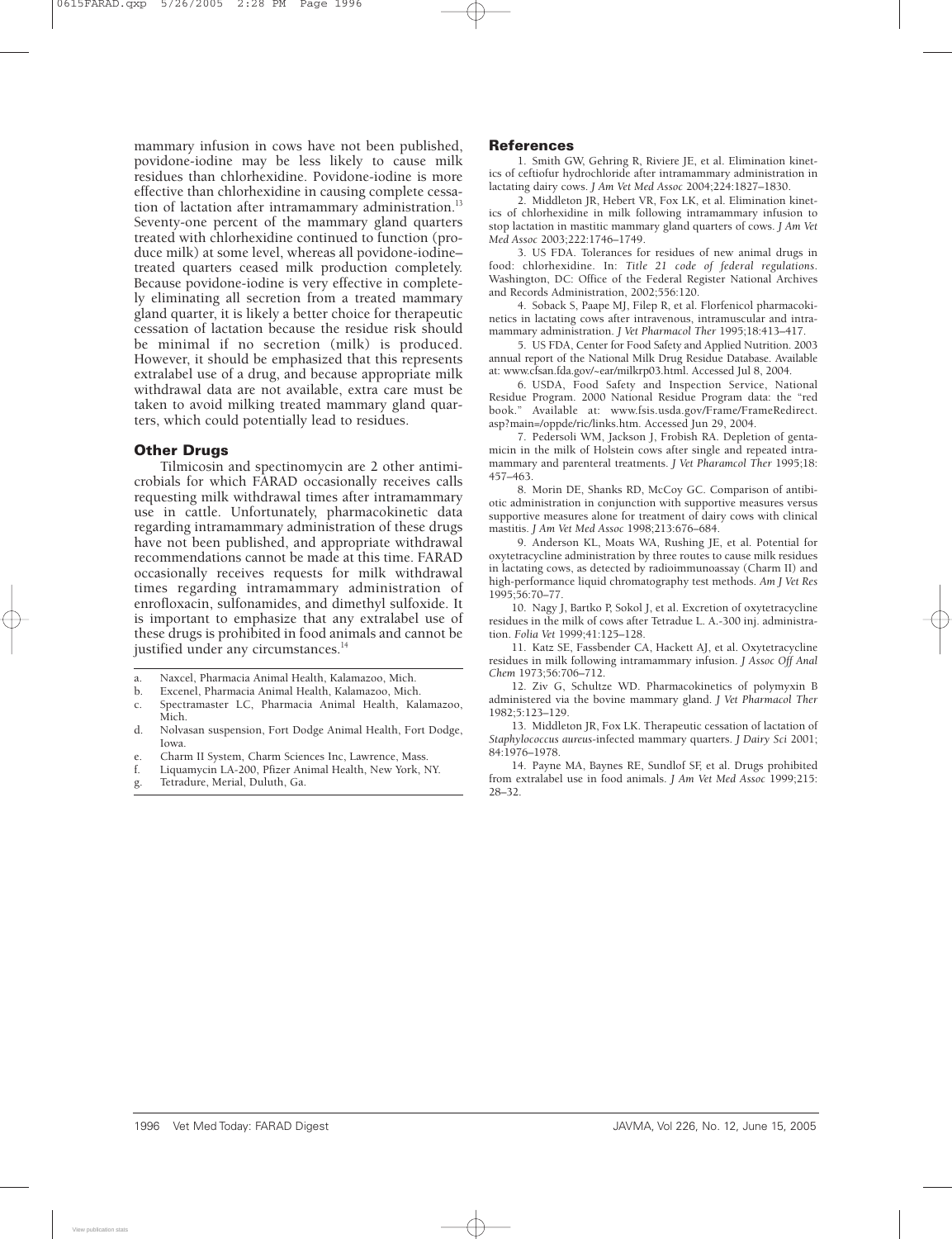mammary infusion in cows have not been published, povidone-iodine may be less likely to cause milk residues than chlorhexidine. Povidone-iodine is more effective than chlorhexidine in causing complete cessation of lactation after intramammary administration.[13] Seventy-one percent of the mammary gland quarters treated with chlorhexidine continued to function (produce milk) at some level, whereas all povidone-iodine–treated quarters ceased milk production completely. Because povidone-iodine is very effective in completely eliminating all secretion from a treated mammary gland quarter, it is likely a better choice for therapeutic cessation of lactation because the residue risk should be minimal if no secretion (milk) is produced. However, it should be emphasized that this represents extralabel use of a drug, and because appropriate milk withdrawal data are not available, extra care must be taken to avoid milking treated mammary gland quarters, which could potentially lead to residues.

## Other Drugs

Tilmicosin and spectinomycin are 2 other antimicrobials for which FARAD occasionally receives calls requesting milk withdrawal times after intramammary use in cattle. Unfortunately, pharmacokinetic data regarding intramammary administration of these drugs have not been published, and appropriate withdrawal recommendations cannot be made at this time. FARAD occasionally receives requests for milk withdrawal times regarding intramammary administration of enrofloxacin, sulfonamides, and dimethyl sulfoxide. It is important to emphasize that any extralabel use of these drugs is prohibited in food animals and cannot be justified under any circumstances.[14]

---

a. Naxcel, Pharmacia Animal Health, Kalamazoo, Mich.
b. Excenel, Pharmacia Animal Health, Kalamazoo, Mich.
c. Spectramaster LC, Pharmacia Animal Health, Kalamazoo, Mich.
d. Nolvasan suspension, Fort Dodge Animal Health, Fort Dodge, Iowa.
e. Charm II System, Charm Sciences Inc, Lawrence, Mass.
f. Liquamycin LA-200, Pfizer Animal Health, New York, NY.
g. Tetradure, Merial, Duluth, Ga.

## References

1. Smith GW, Gehring R, Riviere JE, et al. Elimination kinetics of ceftiofur hydrochloride after intramammary administration in lactating dairy cows. *J Am Vet Med Assoc* 2004;224:1827–1830.
2. Middleton JR, Hebert VR, Fox LK, et al. Elimination kinetics of chlorhexidine in milk following intramammary infusion to stop lactation in mastitic mammary gland quarters of cows. *J Am Vet Med Assoc* 2003;222:1746–1749.
3. US FDA. Tolerances for residues of new animal drugs in food: chlorhexidine. In: *Title 21 code of federal regulations*. Washington, DC: Office of the Federal Register National Archives and Records Administration, 2002;556:120.
4. Soback S, Paape MJ, Filep R, et al. Florfenicol pharmacokinetics in lactating cows after intravenous, intramuscular and intramammary administration. *J Vet Pharmacol Ther* 1995;18:413–417.
5. US FDA, Center for Food Safety and Applied Nutrition. 2003 annual report of the National Milk Drug Residue Database. Available at: www.cfsan.fda.gov/~ear/milkrp03.html. Accessed Jul 8, 2004.
6. USDA, Food Safety and Inspection Service, National Residue Program. 2000 National Residue Program data: the "red book." Available at: www.fsis.usda.gov/Frame/FrameRedirect.asp?main=/oppde/ric/links.htm. Accessed Jun 29, 2004.
7. Pedersoli WM, Jackson J, Frobish RA. Depletion of gentamicin in the milk of Holstein cows after single and repeated intramammary and parenteral treatments. *J Vet Pharamcol Ther* 1995;18:457–463.
8. Morin DE, Shanks RD, McCoy GC. Comparison of antibiotic administration in conjunction with supportive measures versus supportive measures alone for treatment of dairy cows with clinical mastitis. *J Am Vet Med Assoc* 1998;213:676–684.
9. Anderson KL, Moats WA, Rushing JE, et al. Potential for oxytetracycline administration by three routes to cause milk residues in lactating cows, as detected by radioimmunoassay (Charm II) and high-performance liquid chromatography test methods. *Am J Vet Res* 1995;56:70–77.
10. Nagy J, Bartko P, Sokol J, et al. Excretion of oxytetracycline residues in the milk of cows after Tetradue L. A.-300 inj. administration. *Folia Vet* 1999;41:125–128.
11. Katz SE, Fassbender CA, Hackett AJ, et al. Oxytetracycline residues in milk following intramammary infusion. *J Assoc Off Anal Chem* 1973;56:706–712.
12. Ziv G, Schultze WD. Pharmacokinetics of polymyxin B administered via the bovine mammary gland. *J Vet Pharmacol Ther* 1982;5:123–129.
13. Middleton JR, Fox LK. Therapeutic cessation of lactation of *Staphylococcus aureus*-infected mammary quarters. *J Dairy Sci* 2001; 84:1976–1978.
14. Payne MA, Baynes RE, Sundlof SF, et al. Drugs prohibited from extralabel use in food animals. *J Am Vet Med Assoc* 1999;215:28–32.